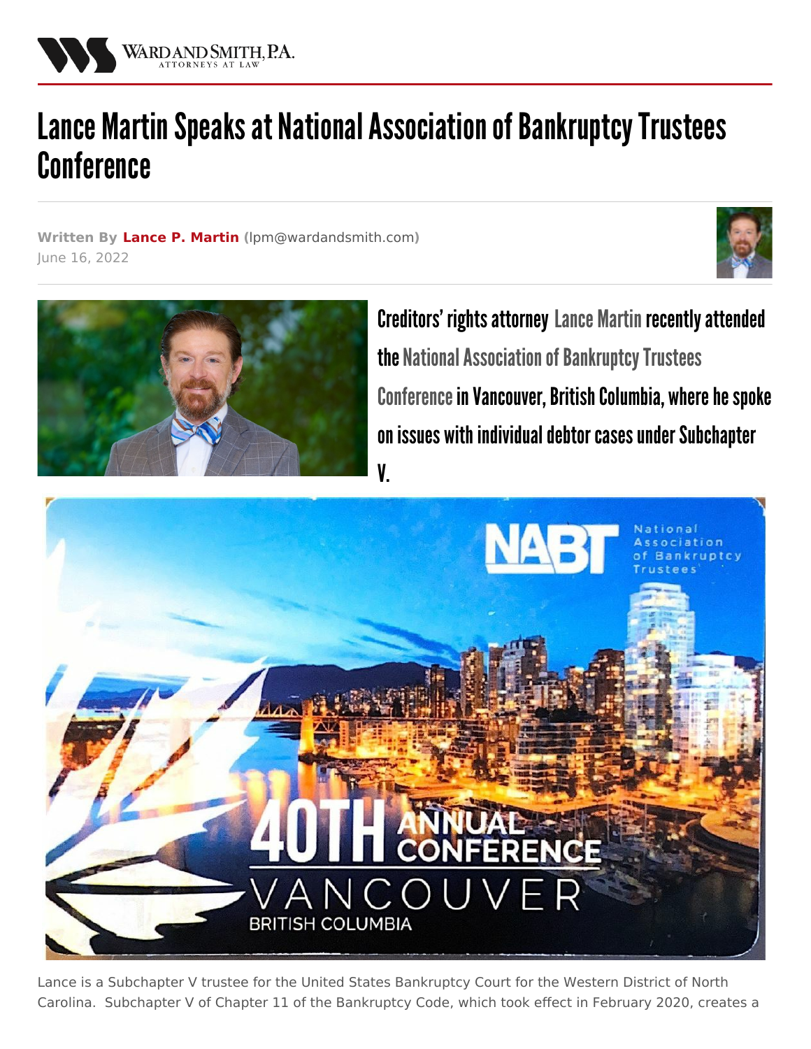WARD AND SMITH, P.A.
ATTORNEYS AT LAW

# Lance Martin Speaks at National Association of Bankruptcy Trustees Conference

**Written By** **Lance P. Martin** (lpm@wardandsmith.com)
June 16, 2022

**Creditors' rights attorney Lance Martin recently attended the National Association of Bankruptcy Trustees Conference in Vancouver, British Columbia, where he spoke on issues with individual debtor cases under Subchapter V.**

Lance is a Subchapter V trustee for the United States Bankruptcy Court for the Western District of North Carolina. Subchapter V of Chapter 11 of the Bankruptcy Code, which took effect in February 2020, creates a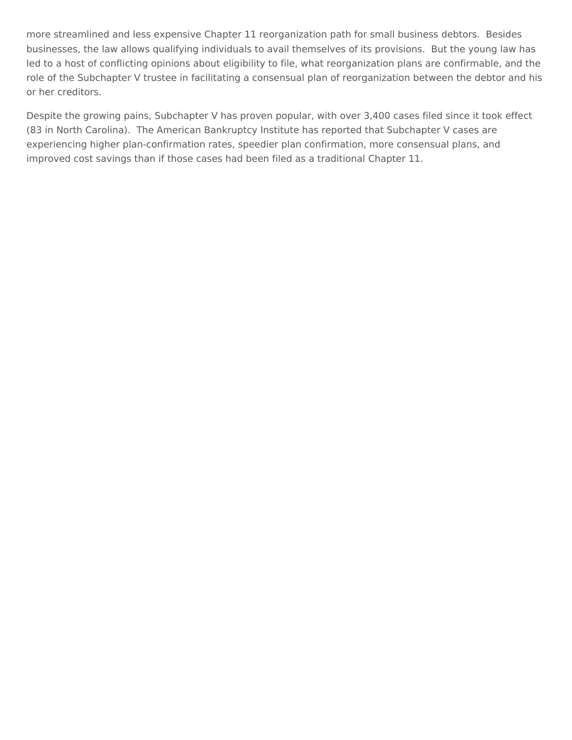more streamlined and less expensive Chapter 11 reorganization path for small business debtors.  Besides businesses, the law allows qualifying individuals to avail themselves of its provisions.  But the young law has led to a host of conflicting opinions about eligibility to file, what reorganization plans are confirmable, and the role of the Subchapter V trustee in facilitating a consensual plan of reorganization between the debtor and his or her creditors.

Despite the growing pains, Subchapter V has proven popular, with over 3,400 cases filed since it took effect (83 in North Carolina).  The American Bankruptcy Institute has reported that Subchapter V cases are experiencing higher plan-confirmation rates, speedier plan confirmation, more consensual plans, and improved cost savings than if those cases had been filed as a traditional Chapter 11.